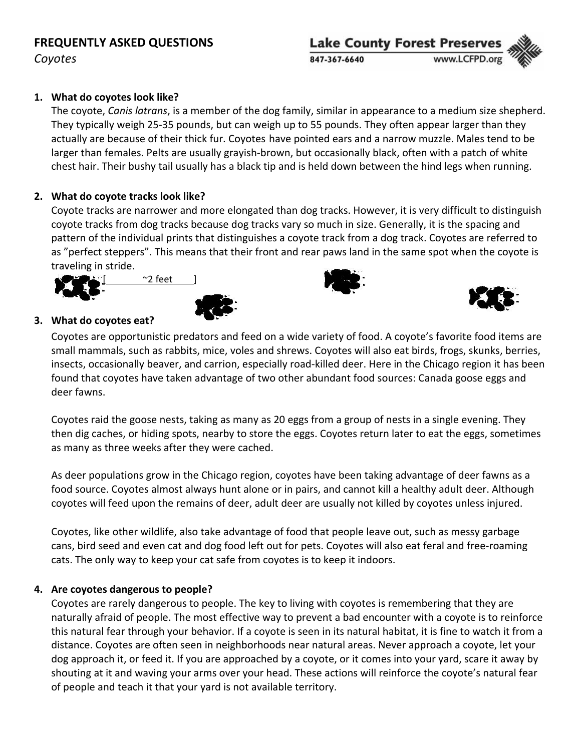# FREQUENTLY ASKED QUESTIONS

*Coyotes*

**Lake County Forest Preserves**
847-367-6640 www.LCFPD.org

1. **What do coyotes look like?**

   The coyote, *Canis latrans*, is a member of the dog family, similar in appearance to a medium size shepherd. They typically weigh 25-35 pounds, but can weigh up to 55 pounds. They often appear larger than they actually are because of their thick fur. Coyotes have pointed ears and a narrow muzzle. Males tend to be larger than females. Pelts are usually grayish-brown, but occasionally black, often with a patch of white chest hair. Their bushy tail usually has a black tip and is held down between the hind legs when running.

2. **What do coyote tracks look like?**

   Coyote tracks are narrower and more elongated than dog tracks. However, it is very difficult to distinguish coyote tracks from dog tracks because dog tracks vary so much in size. Generally, it is the spacing and pattern of the individual prints that distinguishes a coyote track from a dog track. Coyotes are referred to as "perfect steppers". This means that their front and rear paws land in the same spot when the coyote is traveling in stride.

   [ ~2 feet ]

3. **What do coyotes eat?**

   Coyotes are opportunistic predators and feed on a wide variety of food. A coyote's favorite food items are small mammals, such as rabbits, mice, voles and shrews. Coyotes will also eat birds, frogs, skunks, berries, insects, occasionally beaver, and carrion, especially road-killed deer. Here in the Chicago region it has been found that coyotes have taken advantage of two other abundant food sources: Canada goose eggs and deer fawns.

   Coyotes raid the goose nests, taking as many as 20 eggs from a group of nests in a single evening. They then dig caches, or hiding spots, nearby to store the eggs. Coyotes return later to eat the eggs, sometimes as many as three weeks after they were cached.

   As deer populations grow in the Chicago region, coyotes have been taking advantage of deer fawns as a food source. Coyotes almost always hunt alone or in pairs, and cannot kill a healthy adult deer. Although coyotes will feed upon the remains of deer, adult deer are usually not killed by coyotes unless injured.

   Coyotes, like other wildlife, also take advantage of food that people leave out, such as messy garbage cans, bird seed and even cat and dog food left out for pets. Coyotes will also eat feral and free-roaming cats. The only way to keep your cat safe from coyotes is to keep it indoors.

4. **Are coyotes dangerous to people?**

   Coyotes are rarely dangerous to people. The key to living with coyotes is remembering that they are naturally afraid of people. The most effective way to prevent a bad encounter with a coyote is to reinforce this natural fear through your behavior. If a coyote is seen in its natural habitat, it is fine to watch it from a distance. Coyotes are often seen in neighborhoods near natural areas. Never approach a coyote, let your dog approach it, or feed it. If you are approached by a coyote, or it comes into your yard, scare it away by shouting at it and waving your arms over your head. These actions will reinforce the coyote's natural fear of people and teach it that your yard is not available territory.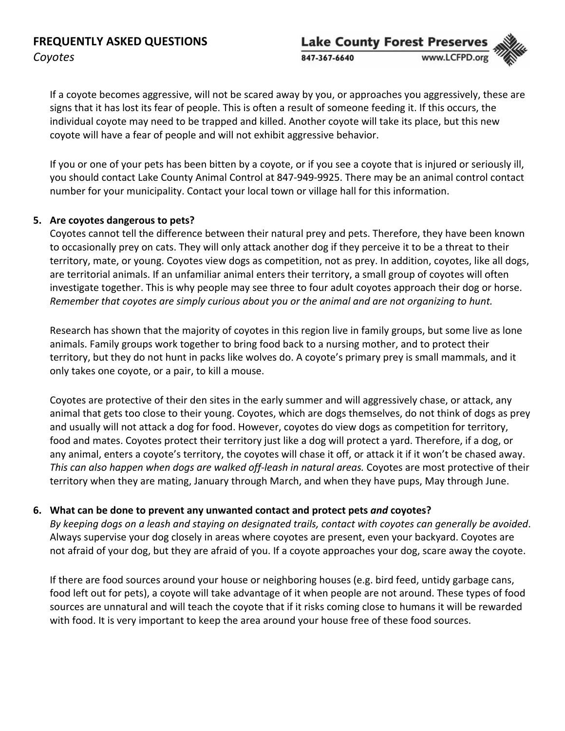If a coyote becomes aggressive, will not be scared away by you, or approaches you aggressively, these are signs that it has lost its fear of people. This is often a result of someone feeding it. If this occurs, the individual coyote may need to be trapped and killed. Another coyote will take its place, but this new coyote will have a fear of people and will not exhibit aggressive behavior.

If you or one of your pets has been bitten by a coyote, or if you see a coyote that is injured or seriously ill, you should contact Lake County Animal Control at 847-949-9925. There may be an animal control contact number for your municipality. Contact your local town or village hall for this information.

5. **Are coyotes dangerous to pets?**

   Coyotes cannot tell the difference between their natural prey and pets. Therefore, they have been known to occasionally prey on cats. They will only attack another dog if they perceive it to be a threat to their territory, mate, or young. Coyotes view dogs as competition, not as prey. In addition, coyotes, like all dogs, are territorial animals. If an unfamiliar animal enters their territory, a small group of coyotes will often investigate together. This is why people may see three to four adult coyotes approach their dog or horse. *Remember that coyotes are simply curious about you or the animal and are not organizing to hunt.*

   Research has shown that the majority of coyotes in this region live in family groups, but some live as lone animals. Family groups work together to bring food back to a nursing mother, and to protect their territory, but they do not hunt in packs like wolves do. A coyote's primary prey is small mammals, and it only takes one coyote, or a pair, to kill a mouse.

   Coyotes are protective of their den sites in the early summer and will aggressively chase, or attack, any animal that gets too close to their young. Coyotes, which are dogs themselves, do not think of dogs as prey and usually will not attack a dog for food. However, coyotes do view dogs as competition for territory, food and mates. Coyotes protect their territory just like a dog will protect a yard. Therefore, if a dog, or any animal, enters a coyote's territory, the coyotes will chase it off, or attack it if it won't be chased away. *This can also happen when dogs are walked off-leash in natural areas.* Coyotes are most protective of their territory when they are mating, January through March, and when they have pups, May through June.

6. **What can be done to prevent any unwanted contact and protect pets *and* coyotes?**

   *By keeping dogs on a leash and staying on designated trails, contact with coyotes can generally be avoided*. Always supervise your dog closely in areas where coyotes are present, even your backyard. Coyotes are not afraid of your dog, but they are afraid of you. If a coyote approaches your dog, scare away the coyote.

   If there are food sources around your house or neighboring houses (e.g. bird feed, untidy garbage cans, food left out for pets), a coyote will take advantage of it when people are not around. These types of food sources are unnatural and will teach the coyote that if it risks coming close to humans it will be rewarded with food. It is very important to keep the area around your house free of these food sources.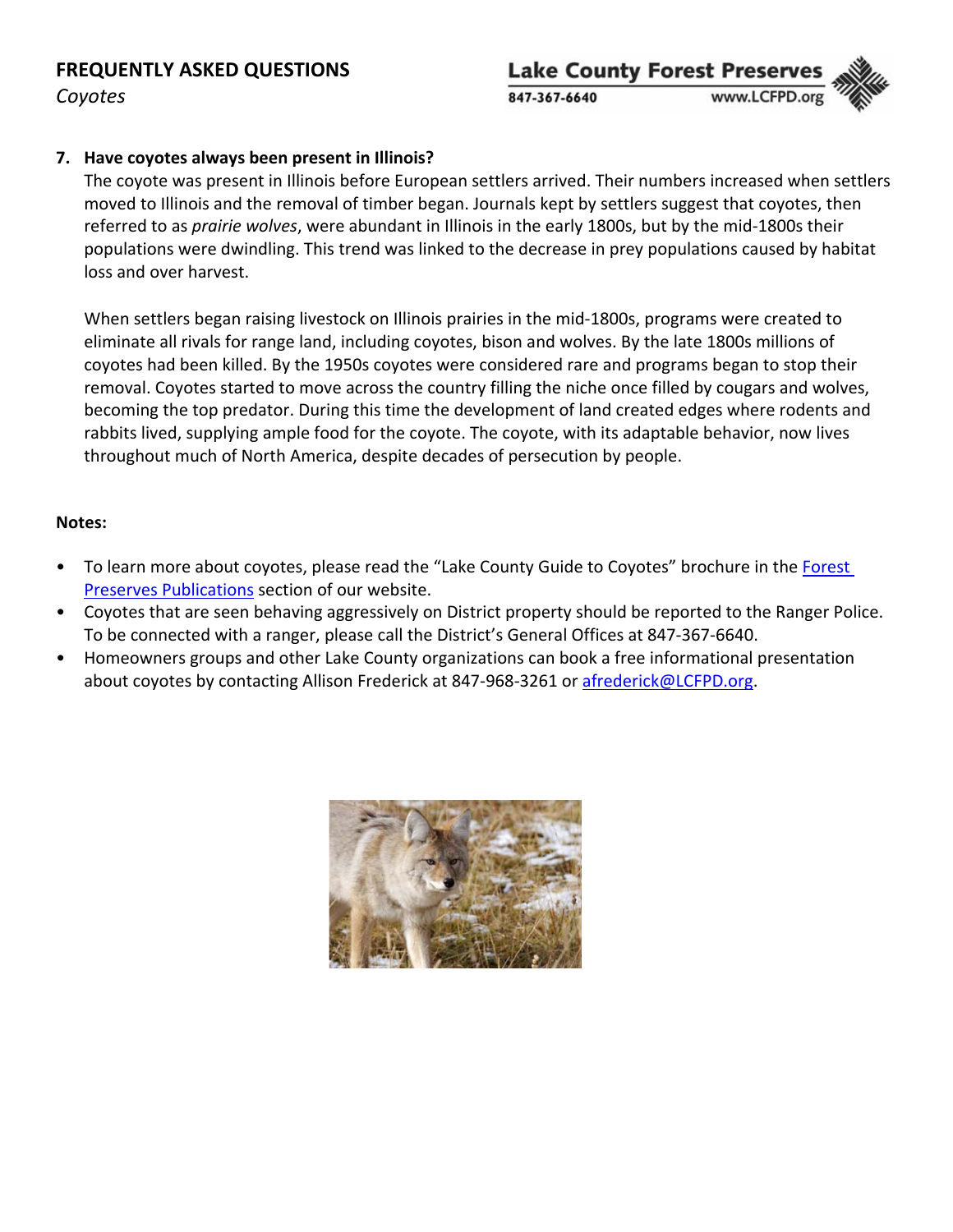**7. Have coyotes always been present in Illinois?**

The coyote was present in Illinois before European settlers arrived. Their numbers increased when settlers moved to Illinois and the removal of timber began. Journals kept by settlers suggest that coyotes, then referred to as *prairie wolves*, were abundant in Illinois in the early 1800s, but by the mid-1800s their populations were dwindling. This trend was linked to the decrease in prey populations caused by habitat loss and over harvest.

When settlers began raising livestock on Illinois prairies in the mid-1800s, programs were created to eliminate all rivals for range land, including coyotes, bison and wolves. By the late 1800s millions of coyotes had been killed. By the 1950s coyotes were considered rare and programs began to stop their removal. Coyotes started to move across the country filling the niche once filled by cougars and wolves, becoming the top predator. During this time the development of land created edges where rodents and rabbits lived, supplying ample food for the coyote. The coyote, with its adaptable behavior, now lives throughout much of North America, despite decades of persecution by people.

**Notes:**

- To learn more about coyotes, please read the "Lake County Guide to Coyotes" brochure in the Forest Preserves Publications section of our website.
- Coyotes that are seen behaving aggressively on District property should be reported to the Ranger Police. To be connected with a ranger, please call the District's General Offices at 847-367-6640.
- Homeowners groups and other Lake County organizations can book a free informational presentation about coyotes by contacting Allison Frederick at 847-968-3261 or afrederick@LCFPD.org.